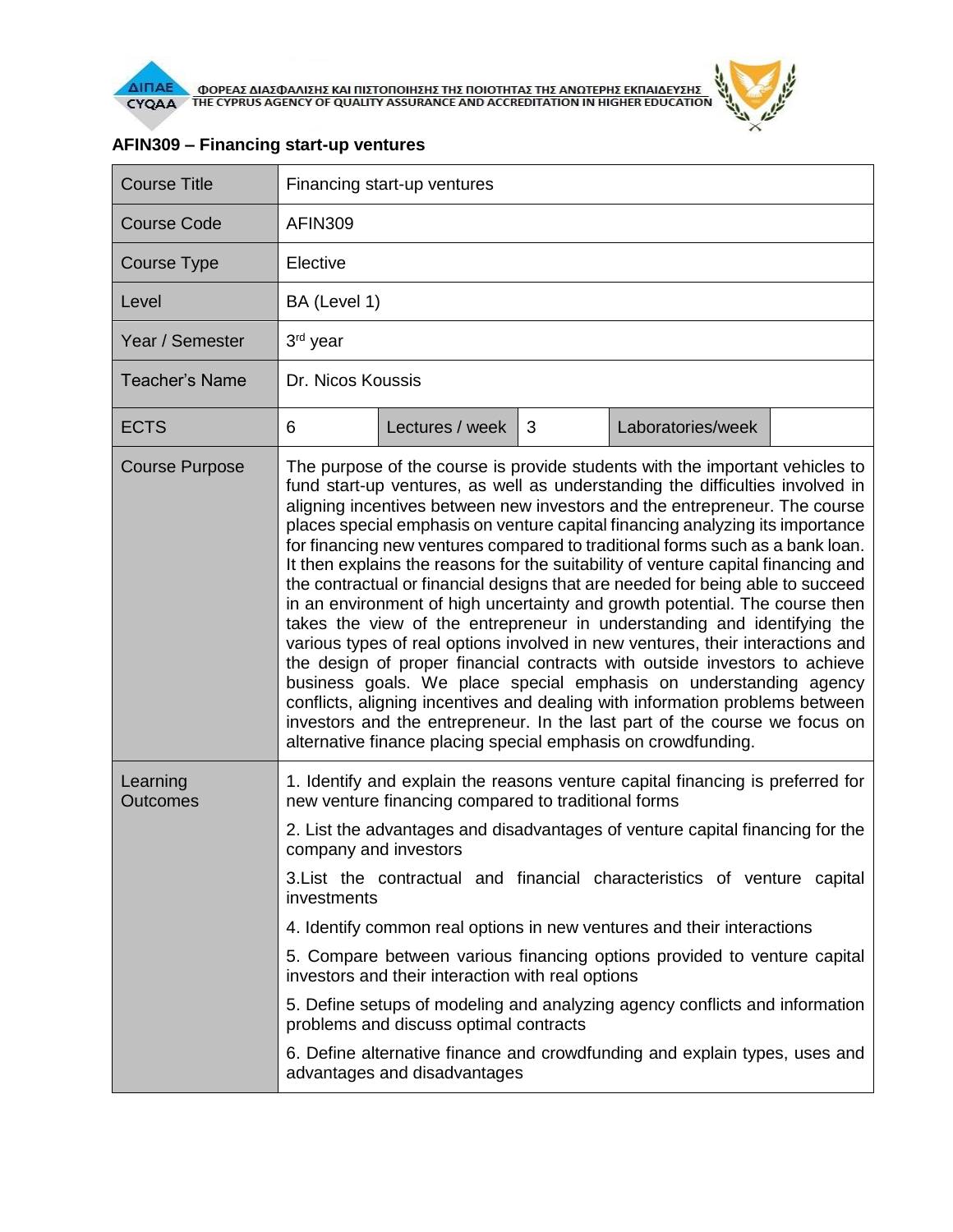## AFIN309 – Financing start-up ventures

| Course Title | Financing start-up ventures | | | | |
|---|---|---|---|---|---|
| Course Code | AFIN309 | | | | |
| Course Type | Elective | | | | |
| Level | BA (Level 1) | | | | |
| Year / Semester | 3rd year | | | | |
| Teacher's Name | Dr. Nicos Koussis | | | | |
| ECTS | 6 | Lectures / week | 3 | Laboratories/week | |
| Course Purpose | The purpose of the course is provide students with the important vehicles to fund start-up ventures, as well as understanding the difficulties involved in aligning incentives between new investors and the entrepreneur. The course places special emphasis on venture capital financing analyzing its importance for financing new ventures compared to traditional forms such as a bank loan. It then explains the reasons for the suitability of venture capital financing and the contractual or financial designs that are needed for being able to succeed in an environment of high uncertainty and growth potential. The course then takes the view of the entrepreneur in understanding and identifying the various types of real options involved in new ventures, their interactions and the design of proper financial contracts with outside investors to achieve business goals. We place special emphasis on understanding agency conflicts, aligning incentives and dealing with information problems between investors and the entrepreneur. In the last part of the course we focus on alternative finance placing special emphasis on crowdfunding. | | | | |
| Learning Outcomes | 1. Identify and explain the reasons venture capital financing is preferred for new venture financing compared to traditional forms<br>2. List the advantages and disadvantages of venture capital financing for the company and investors<br>3.List the contractual and financial characteristics of venture capital investments<br>4. Identify common real options in new ventures and their interactions<br>5. Compare between various financing options provided to venture capital investors and their interaction with real options<br>5. Define setups of modeling and analyzing agency conflicts and information problems and discuss optimal contracts<br>6. Define alternative finance and crowdfunding and explain types, uses and advantages and disadvantages | | | | |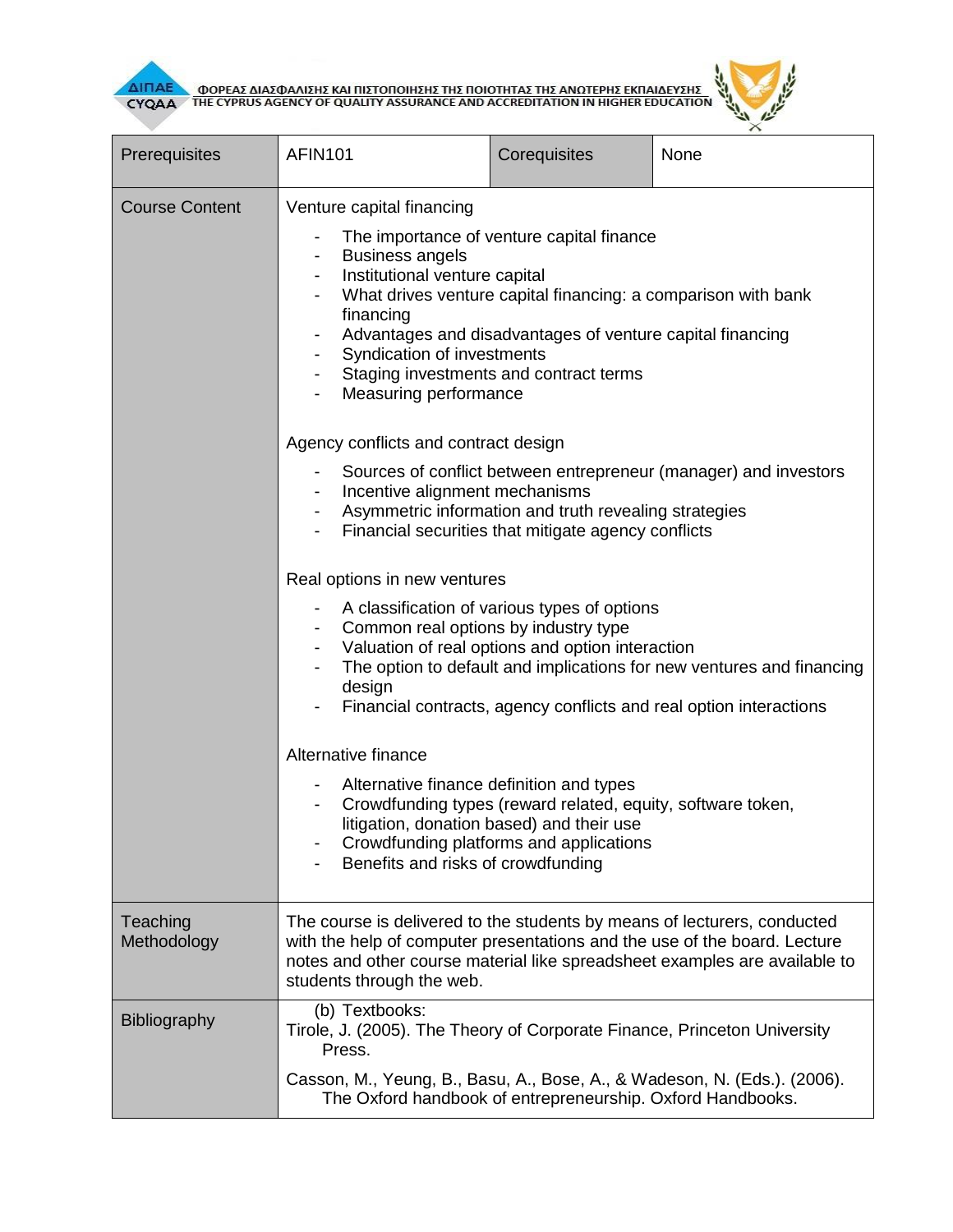| Prerequisites | AFIN101 | Corequisites | None |
| --- | --- | --- | --- |
| Course Content | Venture capital financing<br>- The importance of venture capital finance<br>- Business angels<br>- Institutional venture capital<br>- What drives venture capital financing: a comparison with bank financing<br>- Advantages and disadvantages of venture capital financing<br>- Syndication of investments<br>- Staging investments and contract terms<br>- Measuring performance<br><br>Agency conflicts and contract design<br>- Sources of conflict between entrepreneur (manager) and investors<br>- Incentive alignment mechanisms<br>- Asymmetric information and truth revealing strategies<br>- Financial securities that mitigate agency conflicts<br><br>Real options in new ventures<br>- A classification of various types of options<br>- Common real options by industry type<br>- Valuation of real options and option interaction<br>- The option to default and implications for new ventures and financing design<br>- Financial contracts, agency conflicts and real option interactions<br><br>Alternative finance<br>- Alternative finance definition and types<br>- Crowdfunding types (reward related, equity, software token, litigation, donation based) and their use<br>- Crowdfunding platforms and applications<br>- Benefits and risks of crowdfunding | | |
| Teaching Methodology | The course is delivered to the students by means of lecturers, conducted with the help of computer presentations and the use of the board. Lecture notes and other course material like spreadsheet examples are available to students through the web. | | |
| Bibliography | (b) Textbooks:<br>Tirole, J. (2005). The Theory of Corporate Finance, Princeton University Press.<br><br>Casson, M., Yeung, B., Basu, A., Bose, A., & Wadeson, N. (Eds.). (2006). The Oxford handbook of entrepreneurship. Oxford Handbooks. | | |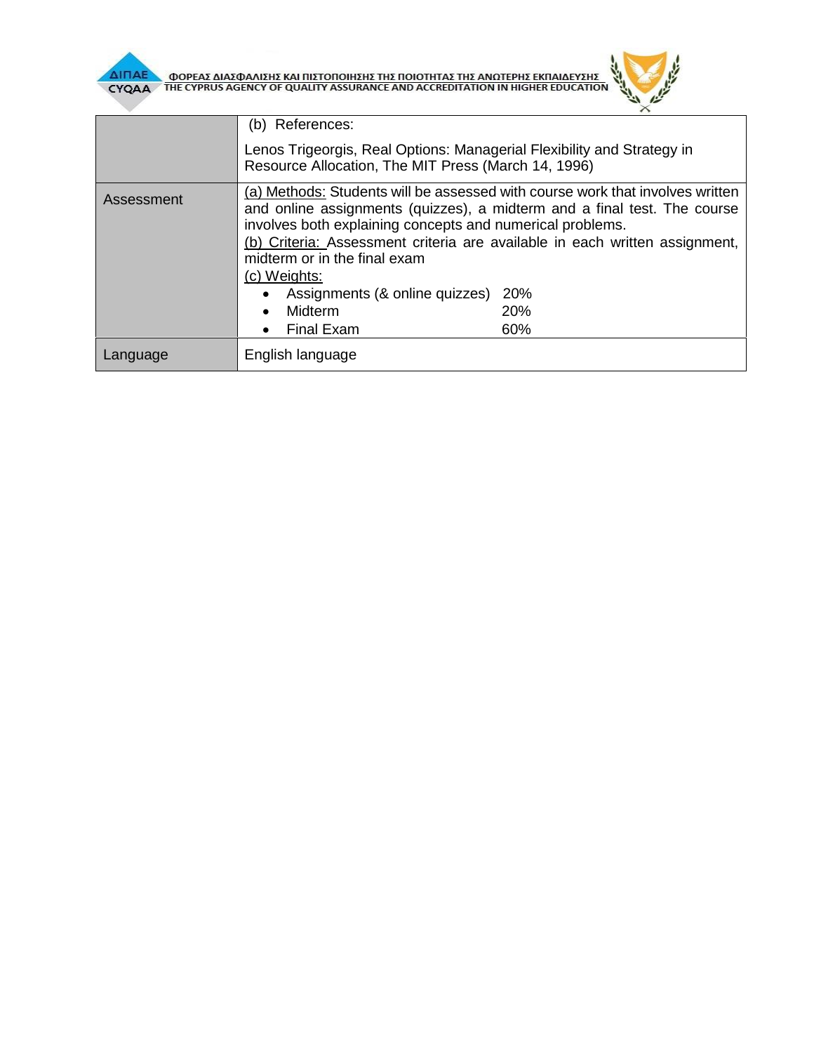| | |
|---|---|
| | (b) References:<br><br>Lenos Trigeorgis, Real Options: Managerial Flexibility and Strategy in Resource Allocation, The MIT Press (March 14, 1996) |
| Assessment | (a) Methods: Students will be assessed with course work that involves written and online assignments (quizzes), a midterm and a final test. The course involves both explaining concepts and numerical problems.<br>(b) Criteria: Assessment criteria are available in each written assignment, midterm or in the final exam<br>(c) Weights:<br>• Assignments (& online quizzes) 20%<br>• Midterm 20%<br>• Final Exam 60% |
| Language | English language |